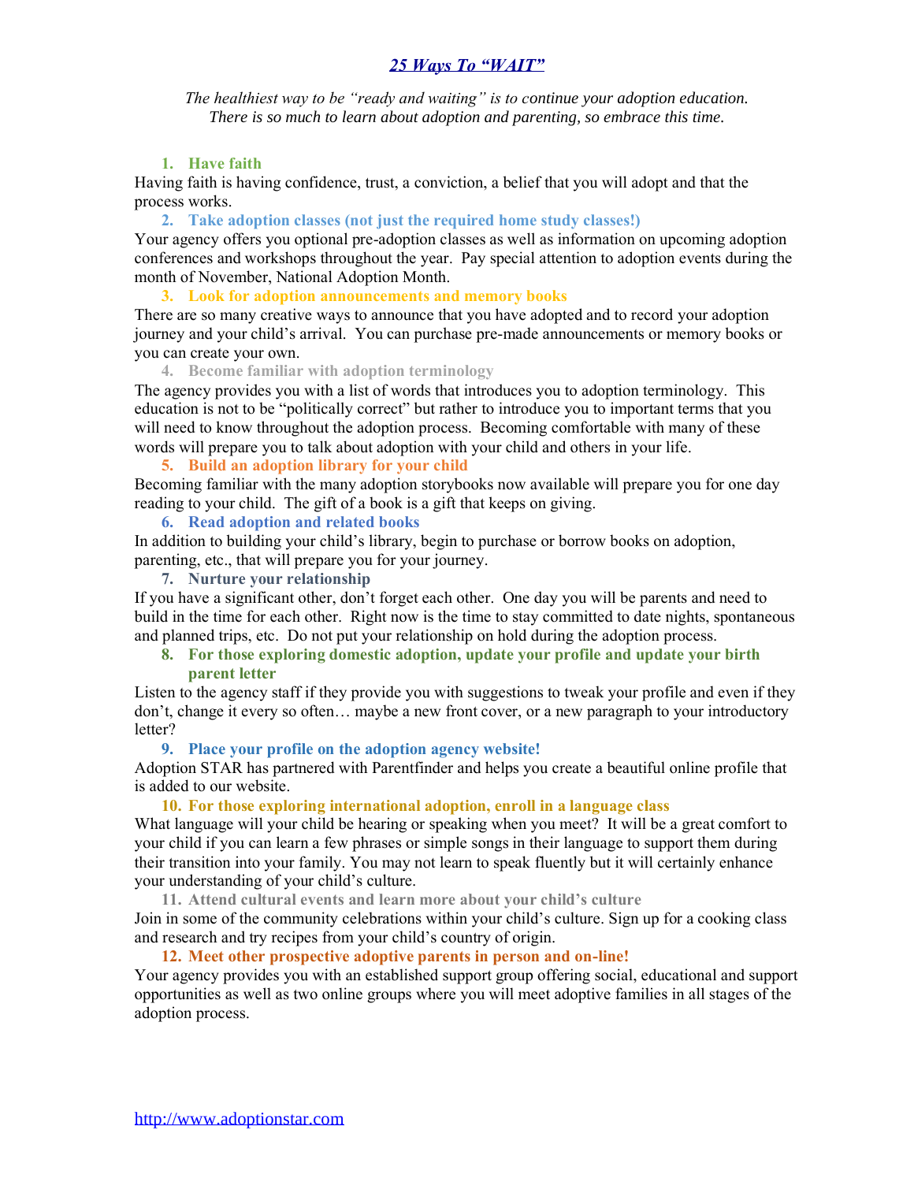# *25 Ways To "WAIT"*

*The healthiest way to be "ready and waiting" is to continue your adoption education. There is so much to learn about adoption and parenting, so embrace this time.*

1. **Have faith**

Having faith is having confidence, trust, a conviction, a belief that you will adopt and that the process works.

2. **Take adoption classes (not just the required home study classes!)**

Your agency offers you optional pre-adoption classes as well as information on upcoming adoption conferences and workshops throughout the year. Pay special attention to adoption events during the month of November, National Adoption Month.

3. **Look for adoption announcements and memory books**

There are so many creative ways to announce that you have adopted and to record your adoption journey and your child's arrival. You can purchase pre-made announcements or memory books or you can create your own.

4. **Become familiar with adoption terminology**

The agency provides you with a list of words that introduces you to adoption terminology. This education is not to be "politically correct" but rather to introduce you to important terms that you will need to know throughout the adoption process. Becoming comfortable with many of these words will prepare you to talk about adoption with your child and others in your life.

5. **Build an adoption library for your child**

Becoming familiar with the many adoption storybooks now available will prepare you for one day reading to your child. The gift of a book is a gift that keeps on giving.

6. **Read adoption and related books**

In addition to building your child's library, begin to purchase or borrow books on adoption, parenting, etc., that will prepare you for your journey.

7. **Nurture your relationship**

If you have a significant other, don't forget each other. One day you will be parents and need to build in the time for each other. Right now is the time to stay committed to date nights, spontaneous and planned trips, etc. Do not put your relationship on hold during the adoption process.

8. **For those exploring domestic adoption, update your profile and update your birth parent letter**

Listen to the agency staff if they provide you with suggestions to tweak your profile and even if they don't, change it every so often… maybe a new front cover, or a new paragraph to your introductory letter?

9. **Place your profile on the adoption agency website!**

Adoption STAR has partnered with Parentfinder and helps you create a beautiful online profile that is added to our website.

10. **For those exploring international adoption, enroll in a language class**

What language will your child be hearing or speaking when you meet? It will be a great comfort to your child if you can learn a few phrases or simple songs in their language to support them during their transition into your family. You may not learn to speak fluently but it will certainly enhance your understanding of your child's culture.

11. **Attend cultural events and learn more about your child's culture**

Join in some of the community celebrations within your child's culture. Sign up for a cooking class and research and try recipes from your child's country of origin.

12. **Meet other prospective adoptive parents in person and on-line!**

Your agency provides you with an established support group offering social, educational and support opportunities as well as two online groups where you will meet adoptive families in all stages of the adoption process.

http://www.adoptionstar.com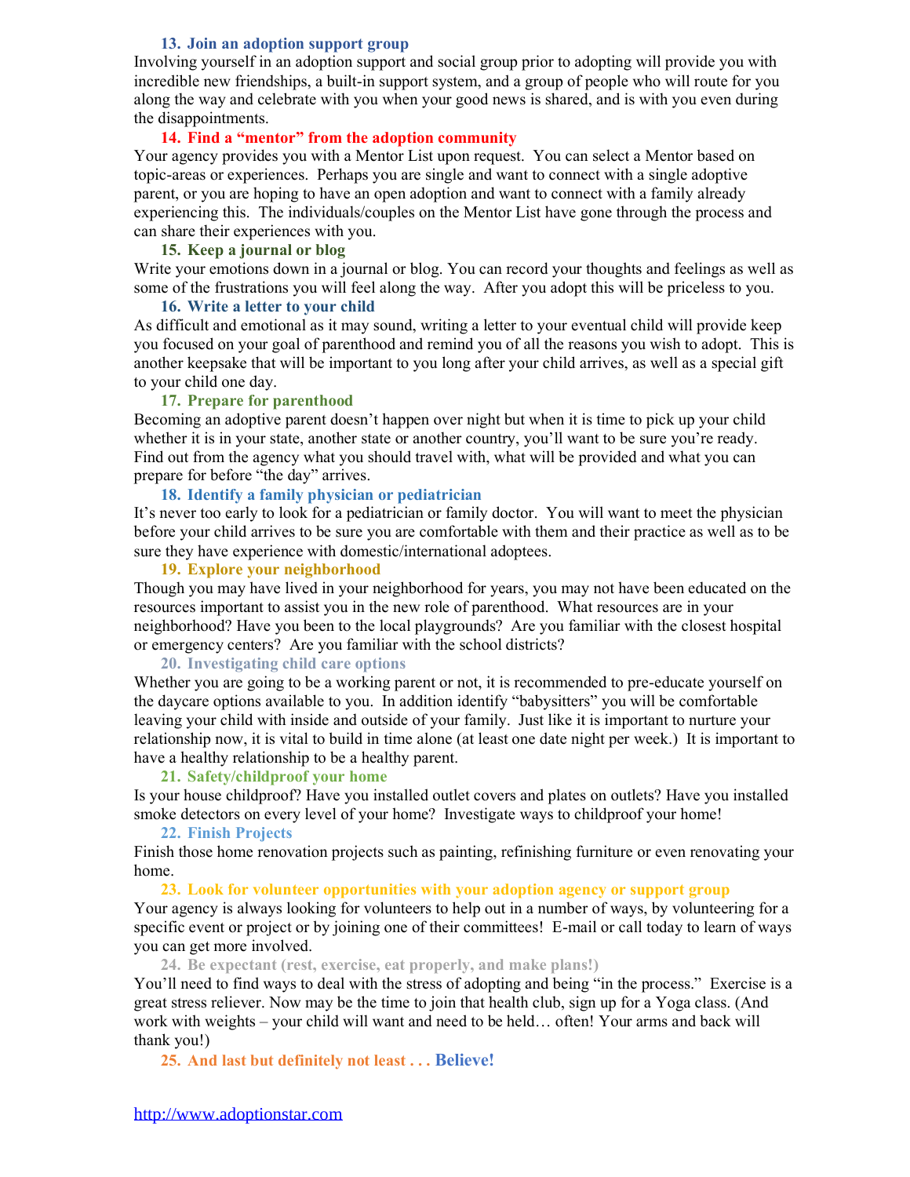### 13. Join an adoption support group

Involving yourself in an adoption support and social group prior to adopting will provide you with incredible new friendships, a built-in support system, and a group of people who will route for you along the way and celebrate with you when your good news is shared, and is with you even during the disappointments.

### 14. Find a "mentor" from the adoption community

Your agency provides you with a Mentor List upon request. You can select a Mentor based on topic-areas or experiences. Perhaps you are single and want to connect with a single adoptive parent, or you are hoping to have an open adoption and want to connect with a family already experiencing this. The individuals/couples on the Mentor List have gone through the process and can share their experiences with you.

### 15. Keep a journal or blog

Write your emotions down in a journal or blog. You can record your thoughts and feelings as well as some of the frustrations you will feel along the way. After you adopt this will be priceless to you.

### 16. Write a letter to your child

As difficult and emotional as it may sound, writing a letter to your eventual child will provide keep you focused on your goal of parenthood and remind you of all the reasons you wish to adopt. This is another keepsake that will be important to you long after your child arrives, as well as a special gift to your child one day.

### 17. Prepare for parenthood

Becoming an adoptive parent doesn't happen over night but when it is time to pick up your child whether it is in your state, another state or another country, you'll want to be sure you're ready. Find out from the agency what you should travel with, what will be provided and what you can prepare for before "the day" arrives.

### 18. Identify a family physician or pediatrician

It's never too early to look for a pediatrician or family doctor. You will want to meet the physician before your child arrives to be sure you are comfortable with them and their practice as well as to be sure they have experience with domestic/international adoptees.

### 19. Explore your neighborhood

Though you may have lived in your neighborhood for years, you may not have been educated on the resources important to assist you in the new role of parenthood. What resources are in your neighborhood? Have you been to the local playgrounds? Are you familiar with the closest hospital or emergency centers? Are you familiar with the school districts?

### 20. Investigating child care options

Whether you are going to be a working parent or not, it is recommended to pre-educate yourself on the daycare options available to you. In addition identify "babysitters" you will be comfortable leaving your child with inside and outside of your family. Just like it is important to nurture your relationship now, it is vital to build in time alone (at least one date night per week.) It is important to have a healthy relationship to be a healthy parent.

### 21. Safety/childproof your home

Is your house childproof? Have you installed outlet covers and plates on outlets? Have you installed smoke detectors on every level of your home? Investigate ways to childproof your home!

### 22. Finish Projects

Finish those home renovation projects such as painting, refinishing furniture or even renovating your home.

### 23. Look for volunteer opportunities with your adoption agency or support group

Your agency is always looking for volunteers to help out in a number of ways, by volunteering for a specific event or project or by joining one of their committees! E-mail or call today to learn of ways you can get more involved.

### 24. Be expectant (rest, exercise, eat properly, and make plans!)

You'll need to find ways to deal with the stress of adopting and being "in the process." Exercise is a great stress reliever. Now may be the time to join that health club, sign up for a Yoga class. (And work with weights – your child will want and need to be held… often! Your arms and back will thank you!)

### 25. And last but definitely not least . . . Believe!

http://www.adoptionstar.com